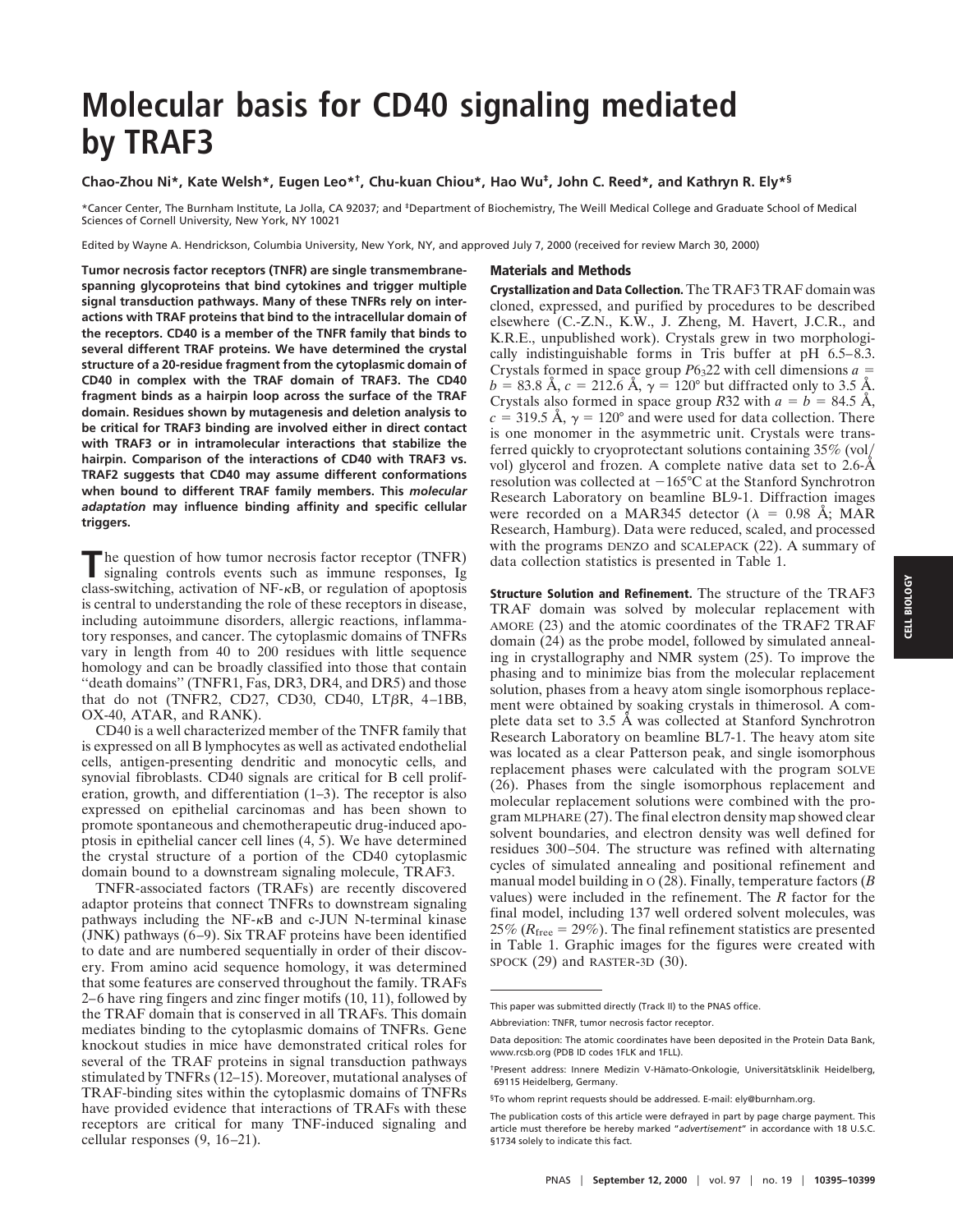# Molecular basis for CD40 signaling mediated by TRAF3

**Chao-Zhou Ni*, Kate Welsh*, Eugen Leo*†, Chu-kuan Chiou*, Hao Wu‡, John C. Reed*, and Kathryn R. Ely*§**

*Cancer Center, The Burnham Institute, La Jolla, CA 92037; and ‡Department of Biochemistry, The Weill Medical College and Graduate School of Medical Sciences of Cornell University, New York, NY 10021

Edited by Wayne A. Hendrickson, Columbia University, New York, NY, and approved July 7, 2000 (received for review March 30, 2000)

**Tumor necrosis factor receptors (TNFR) are single transmembrane-spanning glycoproteins that bind cytokines and trigger multiple signal transduction pathways. Many of these TNFRs rely on interactions with TRAF proteins that bind to the intracellular domain of the receptors. CD40 is a member of the TNFR family that binds to several different TRAF proteins. We have determined the crystal structure of a 20-residue fragment from the cytoplasmic domain of CD40 in complex with the TRAF domain of TRAF3. The CD40 fragment binds as a hairpin loop across the surface of the TRAF domain. Residues shown by mutagenesis and deletion analysis to be critical for TRAF3 binding are involved either in direct contact with TRAF3 or in intramolecular interactions that stabilize the hairpin. Comparison of the interactions of CD40 with TRAF3 vs. TRAF2 suggests that CD40 may assume different conformations when bound to different TRAF family members. This *molecular adaptation* may influence binding affinity and specific cellular triggers.**

The question of how tumor necrosis factor receptor (TNFR) signaling controls events such as immune responses, Ig class-switching, activation of NF-κB, or regulation of apoptosis is central to understanding the role of these receptors in disease, including autoimmune disorders, allergic reactions, inflammatory responses, and cancer. The cytoplasmic domains of TNFRs vary in length from 40 to 200 residues with little sequence homology and can be broadly classified into those that contain "death domains" (TNFR1, Fas, DR3, DR4, and DR5) and those that do not (TNFR2, CD27, CD30, CD40, LTβR, 4–1BB, OX-40, ATAR, and RANK).

CD40 is a well characterized member of the TNFR family that is expressed on all B lymphocytes as well as activated endothelial cells, antigen-presenting dendritic and monocytic cells, and synovial fibroblasts. CD40 signals are critical for B cell proliferation, growth, and differentiation (1–3). The receptor is also expressed on epithelial carcinomas and has been shown to promote spontaneous and chemotherapeutic drug-induced apoptosis in epithelial cancer cell lines (4, 5). We have determined the crystal structure of a portion of the CD40 cytoplasmic domain bound to a downstream signaling molecule, TRAF3.

TNFR-associated factors (TRAFs) are recently discovered adaptor proteins that connect TNFRs to downstream signaling pathways including the NF-κB and c-JUN N-terminal kinase (JNK) pathways (6–9). Six TRAF proteins have been identified to date and are numbered sequentially in order of their discovery. From amino acid sequence homology, it was determined that some features are conserved throughout the family. TRAFs 2–6 have ring fingers and zinc finger motifs (10, 11), followed by the TRAF domain that is conserved in all TRAFs. This domain mediates binding to the cytoplasmic domains of TNFRs. Gene knockout studies in mice have demonstrated critical roles for several of the TRAF proteins in signal transduction pathways stimulated by TNFRs (12–15). Moreover, mutational analyses of TRAF-binding sites within the cytoplasmic domains of TNFRs have provided evidence that interactions of TRAFs with these receptors are critical for many TNF-induced signaling and cellular responses (9, 16–21).

## Materials and Methods

**Crystallization and Data Collection.** The TRAF3 TRAF domain was cloned, expressed, and purified by procedures to be described elsewhere (C.-Z.N., K.W., J. Zheng, M. Havert, J.C.R., and K.R.E., unpublished work). Crystals grew in two morphologically indistinguishable forms in Tris buffer at pH 6.5–8.3. Crystals formed in space group $P6_322$ with cell dimensions $a = b = 83.8$ Å, $c = 212.6$ Å, $\gamma = 120°$ but diffracted only to 3.5 Å. Crystals also formed in space group $R32$ with $a = b = 84.5$ Å, $c = 319.5$ Å, $\gamma = 120°$ and were used for data collection. There is one monomer in the asymmetric unit. Crystals were transferred quickly to cryoprotectant solutions containing 35% (vol/vol) glycerol and frozen. A complete native data set to 2.6-Å resolution was collected at −165°C at the Stanford Synchrotron Research Laboratory on beamline BL9-1. Diffraction images were recorded on a MAR345 detector ($\lambda = 0.98$ Å; MAR Research, Hamburg). Data were reduced, scaled, and processed with the programs DENZO and SCALEPACK (22). A summary of data collection statistics is presented in Table 1.

**Structure Solution and Refinement.** The structure of the TRAF3 TRAF domain was solved by molecular replacement with AMORE (23) and the atomic coordinates of the TRAF2 TRAF domain (24) as the probe model, followed by simulated annealing in crystallography and NMR system (25). To improve the phasing and to minimize bias from the molecular replacement solution, phases from a heavy atom single isomorphous replacement were obtained by soaking crystals in thimerosol. A complete data set to 3.5 Å was collected at Stanford Synchrotron Research Laboratory on beamline BL7-1. The heavy atom site was located as a clear Patterson peak, and single isomorphous replacement phases were calculated with the program SOLVE (26). Phases from the single isomorphous replacement and molecular replacement solutions were combined with the program MLPHARE (27). The final electron density map showed clear solvent boundaries, and electron density was well defined for residues 300–504. The structure was refined with alternating cycles of simulated annealing and positional refinement and manual model building in O (28). Finally, temperature factors ($B$ values) were included in the refinement. The $R$ factor for the final model, including 137 well ordered solvent molecules, was 25% ($R_{free} = 29\%$). The final refinement statistics are presented in Table 1. Graphic images for the figures were created with SPOCK (29) and RASTER-3D (30).

---

This paper was submitted directly (Track II) to the PNAS office.

Abbreviation: TNFR, tumor necrosis factor receptor.

Data deposition: The atomic coordinates have been deposited in the Protein Data Bank, www.rcsb.org (PDB ID codes 1FLK and 1FLL).

†Present address: Innere Medizin V-Hämato-Onkologie, Universitätsklinik Heidelberg, 69115 Heidelberg, Germany.

§To whom reprint requests should be addressed. E-mail: ely@burnham.org.

The publication costs of this article were defrayed in part by page charge payment. This article must therefore be hereby marked "*advertisement*" in accordance with 18 U.S.C. §1734 solely to indicate this fact.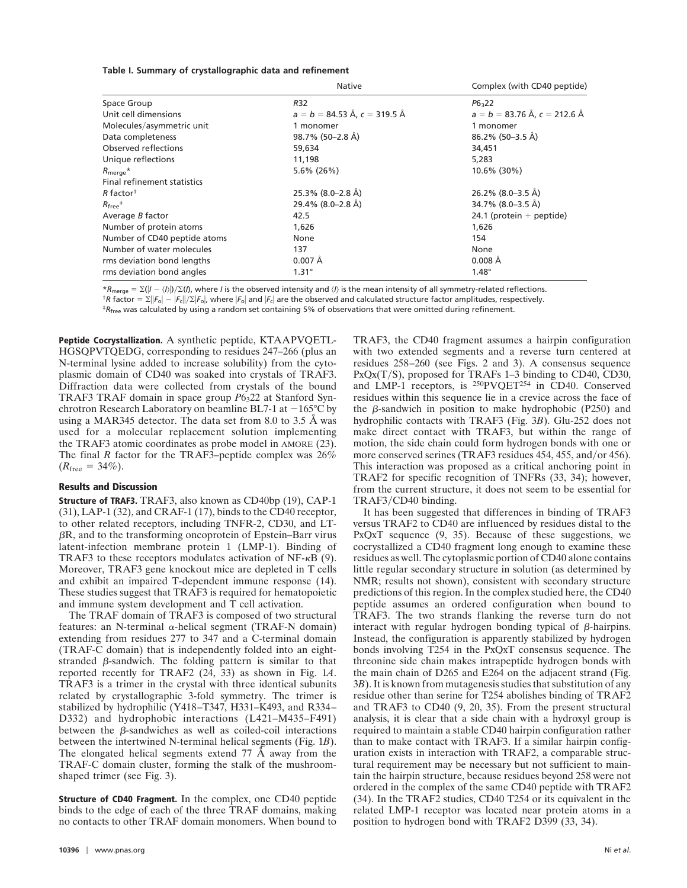**Table I. Summary of crystallographic data and refinement**

| | Native | Complex (with CD40 peptide) |
|---|---|---|
| Space Group | $R32$ | $P6_322$ |
| Unit cell dimensions | $a = b = 84.53$ Å, $c = 319.5$ Å | $a = b = 83.76$ Å, $c = 212.6$ Å |
| Molecules/asymmetric unit | 1 monomer | 1 monomer |
| Data completeness | 98.7% (50–2.8 Å) | 86.2% (50–3.5 Å) |
| Observed reflections | 59,634 | 34,451 |
| Unique reflections | 11,198 | 5,283 |
| $R_{merge}$* | 5.6% (26%) | 10.6% (30%) |
| Final refinement statistics | | |
| $R$ factor† | 25.3% (8.0–2.8 Å) | 26.2% (8.0–3.5 Å) |
| $R_{free}$‡ | 29.4% (8.0–2.8 Å) | 34.7% (8.0–3.5 Å) |
| Average $B$ factor | 42.5 | 24.1 (protein + peptide) |
| Number of protein atoms | 1,626 | 1,626 |
| Number of CD40 peptide atoms | None | 154 |
| Number of water molecules | 137 | None |
| rms deviation bond lengths | 0.007 Å | 0.008 Å |
| rms deviation bond angles | 1.31° | 1.48° |

*$R_{merge} = \Sigma(|I - \langle I \rangle|)/\Sigma(I)$, where $I$ is the observed intensity and $\langle I \rangle$ is the mean intensity of all symmetry-related reflections.

†$R$ factor $= \Sigma||F_o| - |F_c||/\Sigma|F_o|$, where $|F_o|$ and $|F_c|$ are the observed and calculated structure factor amplitudes, respectively.

‡$R_{free}$ was calculated by using a random set containing 5% of observations that were omitted during refinement.

**Peptide Cocrystallization.** A synthetic peptide, KTAAPVQETLHGSQPVTQEDG, corresponding to residues 247–266 (plus an N-terminal lysine added to increase solubility) from the cytoplasmic domain of CD40 was soaked into crystals of TRAF3. Diffraction data were collected from crystals of the bound TRAF3 TRAF domain in space group $P6_322$ at Stanford Synchrotron Research Laboratory on beamline BL7-1 at −165°C by using a MAR345 detector. The data set from 8.0 to 3.5 Å was used for a molecular replacement solution implementing the TRAF3 atomic coordinates as probe model in AMORE (23). The final $R$ factor for the TRAF3–peptide complex was 26% ($R_{free}$ = 34%).

## Results and Discussion

**Structure of TRAF3.** TRAF3, also known as CD40bp (19), CAP-1 (31), LAP-1 (32), and CRAF-1 (17), binds to the CD40 receptor, to other related receptors, including TNFR-2, CD30, and LT-βR, and to the transforming oncoprotein of Epstein–Barr virus latent-infection membrane protein 1 (LMP-1). Binding of TRAF3 to these receptors modulates activation of NF-κB (9). Moreover, TRAF3 gene knockout mice are depleted in T cells and exhibit an impaired T-dependent immune response (14). These studies suggest that TRAF3 is required for hematopoietic and immune system development and T cell activation.

The TRAF domain of TRAF3 is composed of two structural features: an N-terminal α-helical segment (TRAF-N domain) extending from residues 277 to 347 and a C-terminal domain (TRAF-C domain) that is independently folded into an eight-stranded β-sandwich. The folding pattern is similar to that reported recently for TRAF2 (24, 33) as shown in Fig. 1*A*. TRAF3 is a trimer in the crystal with three identical subunits related by crystallographic 3-fold symmetry. The trimer is stabilized by hydrophilic (Y418–T347, H331–K493, and R334–D332) and hydrophobic interactions (L421–M435–F491) between the β-sandwiches as well as coiled-coil interactions between the intertwined N-terminal helical segments (Fig. 1*B*). The elongated helical segments extend 77 Å away from the TRAF-C domain cluster, forming the stalk of the mushroom-shaped trimer (see Fig. 3).

**Structure of CD40 Fragment.** In the complex, one CD40 peptide binds to the edge of each of the three TRAF domains, making no contacts to other TRAF domain monomers. When bound to TRAF3, the CD40 fragment assumes a hairpin configuration with two extended segments and a reverse turn centered at residues 258–260 (see Figs. 2 and 3). A consensus sequence PxQx(T/S), proposed for TRAFs 1–3 binding to CD40, CD30, and LMP-1 receptors, is [250]PVQET[254] in CD40. Conserved residues within this sequence lie in a crevice across the face of the β-sandwich in position to make hydrophobic (P250) and hydrophilic contacts with TRAF3 (Fig. 3*B*). Glu-252 does not make direct contact with TRAF3, but within the range of motion, the side chain could form hydrogen bonds with one or more conserved serines (TRAF3 residues 454, 455, and/or 456). This interaction was proposed as a critical anchoring point in TRAF2 for specific recognition of TNFRs (33, 34); however, from the current structure, it does not seem to be essential for TRAF3/CD40 binding.

It has been suggested that differences in binding of TRAF3 versus TRAF2 to CD40 are influenced by residues distal to the PxQxT sequence (9, 35). Because of these suggestions, we cocrystallized a CD40 fragment long enough to examine these residues as well. The cytoplasmic portion of CD40 alone contains little regular secondary structure in solution (as determined by NMR; results not shown), consistent with secondary structure predictions of this region. In the complex studied here, the CD40 peptide assumes an ordered configuration when bound to TRAF3. The two strands flanking the reverse turn do not interact with regular hydrogen bonding typical of β-hairpins. Instead, the configuration is apparently stabilized by hydrogen bonds involving T254 in the PxQxT consensus sequence. The threonine side chain makes intrapeptide hydrogen bonds with the main chain of D265 and E264 on the adjacent strand (Fig. 3*B*). It is known from mutagenesis studies that substitution of any residue other than serine for T254 abolishes binding of TRAF2 and TRAF3 to CD40 (9, 20, 35). From the present structural analysis, it is clear that a side chain with a hydroxyl group is required to maintain a stable CD40 hairpin configuration rather than to make contact with TRAF3. If a similar hairpin configuration exists in interaction with TRAF2, a comparable structural requirement may be necessary but not sufficient to maintain the hairpin structure, because residues beyond 258 were not ordered in the complex of the same CD40 peptide with TRAF2 (34). In the TRAF2 studies, CD40 T254 or its equivalent in the related LMP-1 receptor was located near protein atoms in a position to hydrogen bond with TRAF2 D399 (33, 34).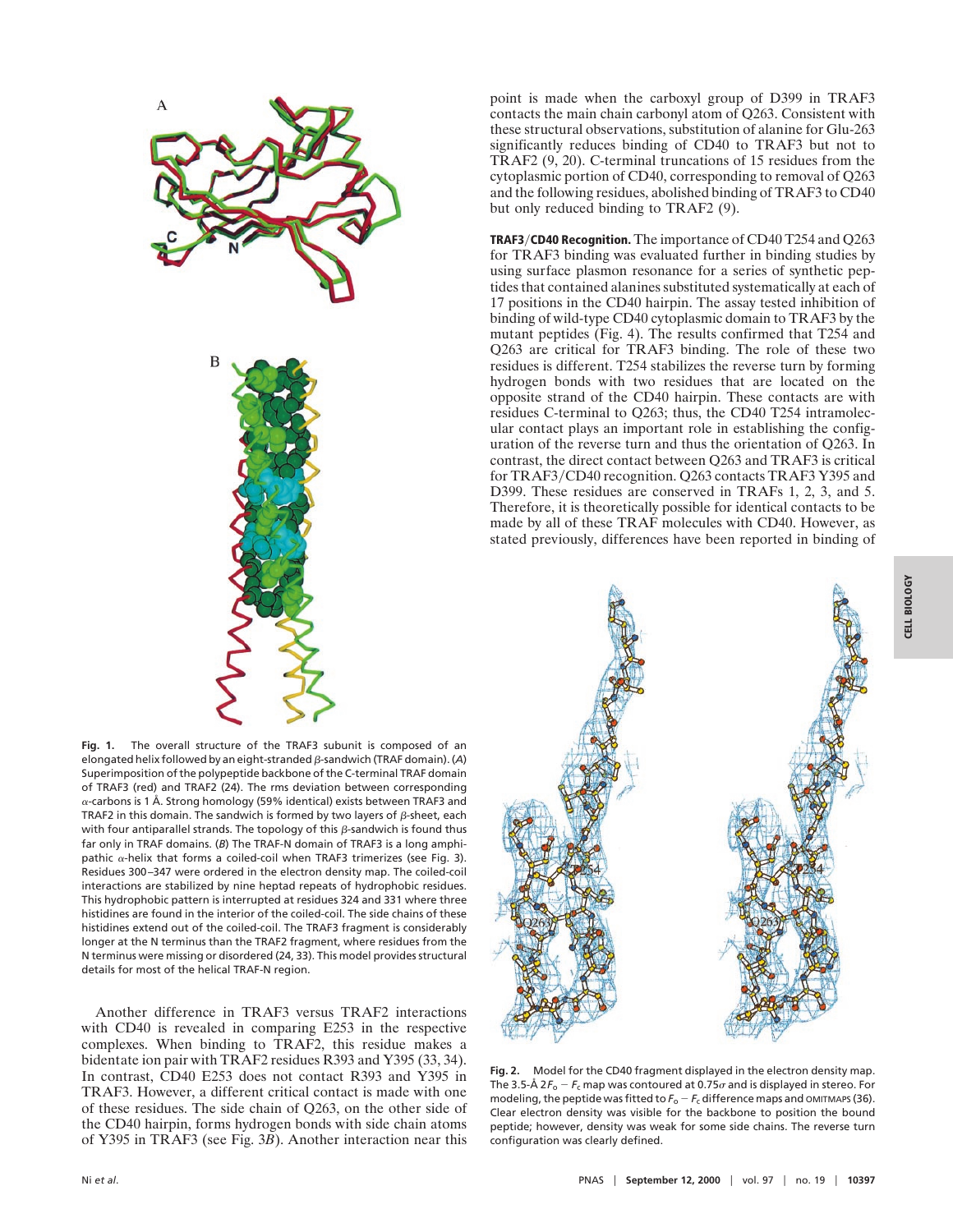Fig. 1. The overall structure of the TRAF3 subunit is composed of an elongated helix followed by an eight-stranded $\beta$-sandwich (TRAF domain). (*A*) Superimposition of the polypeptide backbone of the C-terminal TRAF domain of TRAF3 (red) and TRAF2 (24). The rms deviation between corresponding $\alpha$-carbons is 1 Å. Strong homology (59% identical) exists between TRAF3 and TRAF2 in this domain. The sandwich is formed by two layers of $\beta$-sheet, each with four antiparallel strands. The topology of this $\beta$-sandwich is found thus far only in TRAF domains. (*B*) The TRAF-N domain of TRAF3 is a long amphipathic $\alpha$-helix that forms a coiled-coil when TRAF3 trimerizes (see Fig. 3). Residues 300–347 were ordered in the electron density map. The coiled-coil interactions are stabilized by nine heptad repeats of hydrophobic residues. This hydrophobic pattern is interrupted at residues 324 and 331 where three histidines are found in the interior of the coiled-coil. The side chains of these histidines extend out of the coiled-coil. The TRAF3 fragment is considerably longer at the N terminus than the TRAF2 fragment, where residues from the N terminus were missing or disordered (24, 33). This model provides structural details for most of the helical TRAF-N region.

Another difference in TRAF3 versus TRAF2 interactions with CD40 is revealed in comparing E253 in the respective complexes. When binding to TRAF2, this residue makes a bidentate ion pair with TRAF2 residues R393 and Y395 (33, 34). In contrast, CD40 E253 does not contact R393 and Y395 in TRAF3. However, a different critical contact is made with one of these residues. The side chain of Q263, on the other side of the CD40 hairpin, forms hydrogen bonds with side chain atoms of Y395 in TRAF3 (see Fig. 3*B*). Another interaction near this point is made when the carboxyl group of D399 in TRAF3 contacts the main chain carbonyl atom of Q263. Consistent with these structural observations, substitution of alanine for Glu-263 significantly reduces binding of CD40 to TRAF3 but not to TRAF2 (9, 20). C-terminal truncations of 15 residues from the cytoplasmic portion of CD40, corresponding to removal of Q263 and the following residues, abolished binding of TRAF3 to CD40 but only reduced binding to TRAF2 (9).

**TRAF3/CD40 Recognition.** The importance of CD40 T254 and Q263 for TRAF3 binding was evaluated further in binding studies by using surface plasmon resonance for a series of synthetic peptides that contained alanines substituted systematically at each of 17 positions in the CD40 hairpin. The assay tested inhibition of binding of wild-type CD40 cytoplasmic domain to TRAF3 by the mutant peptides (Fig. 4). The results confirmed that T254 and Q263 are critical for TRAF3 binding. The role of these two residues is different. T254 stabilizes the reverse turn by forming hydrogen bonds with two residues that are located on the opposite strand of the CD40 hairpin. These contacts are with residues C-terminal to Q263; thus, the CD40 T254 intramolecular contact plays an important role in establishing the configuration of the reverse turn and thus the orientation of Q263. In contrast, the direct contact between Q263 and TRAF3 is critical for TRAF3/CD40 recognition. Q263 contacts TRAF3 Y395 and D399. These residues are conserved in TRAFs 1, 2, 3, and 5. Therefore, it is theoretically possible for identical contacts to be made by all of these TRAF molecules with CD40. However, as stated previously, differences have been reported in binding of

Fig. 2. Model for the CD40 fragment displayed in the electron density map. The 3.5-Å $2F_o - F_c$ map was contoured at $0.75\sigma$ and is displayed in stereo. For modeling, the peptide was fitted to $F_o - F_c$ difference maps and OMITMAPS (36). Clear electron density was visible for the backbone to position the bound peptide; however, density was weak for some side chains. The reverse turn configuration was clearly defined.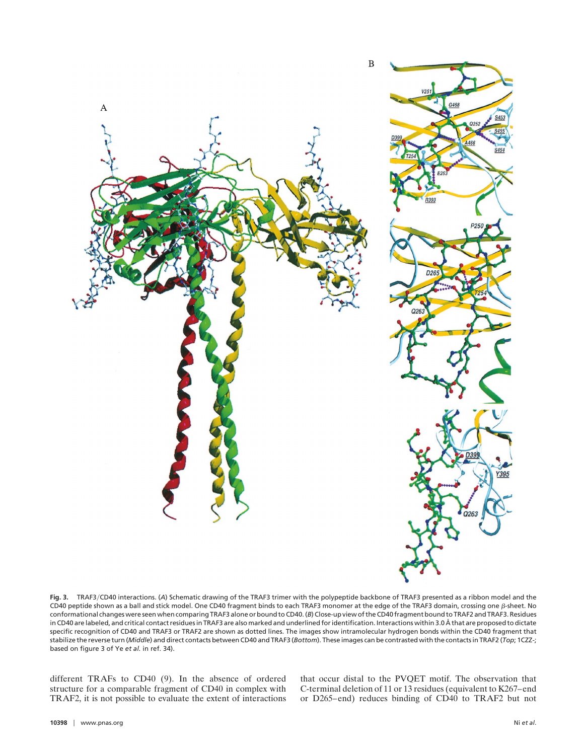**Fig. 3.** TRAF3/CD40 interactions. (*A*) Schematic drawing of the TRAF3 trimer with the polypeptide backbone of TRAF3 presented as a ribbon model and the CD40 peptide shown as a ball and stick model. One CD40 fragment binds to each TRAF3 monomer at the edge of the TRAF3 domain, crossing one β-sheet. No conformational changes were seen when comparing TRAF3 alone or bound to CD40. (*B*) Close-up view of the CD40 fragment bound to TRAF2 and TRAF3. Residues in CD40 are labeled, and critical contact residues in TRAF3 are also marked and underlined for identification. Interactions within 3.0 Å that are proposed to dictate specific recognition of CD40 and TRAF3 or TRAF2 are shown as dotted lines. The images show intramolecular hydrogen bonds within the CD40 fragment that stabilize the reverse turn (*Middle*) and direct contacts between CD40 and TRAF3 (*Bottom*). These images can be contrasted with the contacts in TRAF2 (*Top*; 1CZZ-; based on figure 3 of Ye *et al.* in ref. 34).

different TRAFs to CD40 (9). In the absence of ordered structure for a comparable fragment of CD40 in complex with TRAF2, it is not possible to evaluate the extent of interactions that occur distal to the PVQET motif. The observation that C-terminal deletion of 11 or 13 residues (equivalent to K267–end or D265–end) reduces binding of CD40 to TRAF2 but not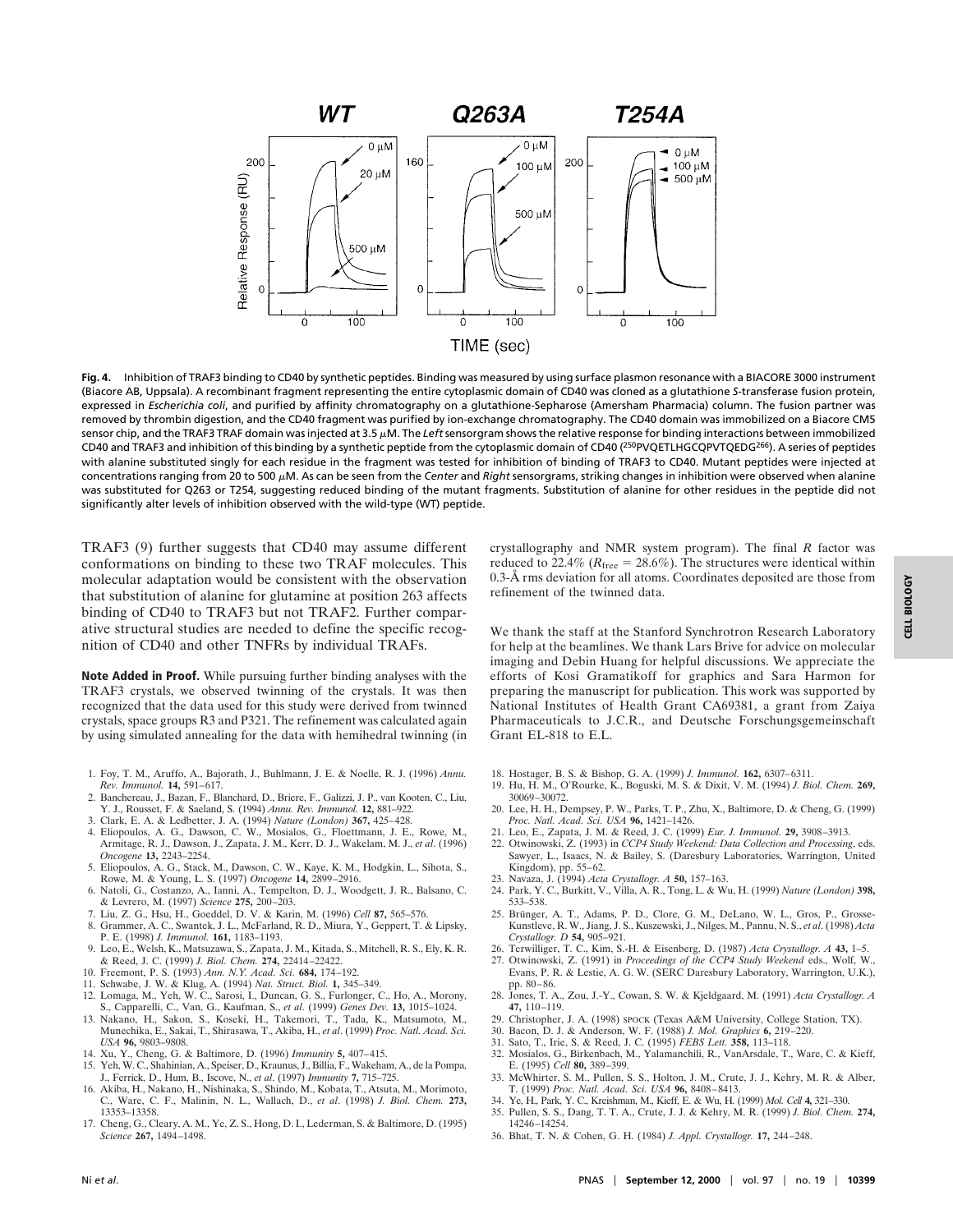WT

Q263A

T254A

Relative Response (RU)

200

0

0 μM

20 μM

500 μM

0

100

160

0

0 μM

100 μM

500 μM

0

100

200

0

0 μM

100 μM

500 μM

0

100

TIME (sec)

**Fig. 4.** Inhibition of TRAF3 binding to CD40 by synthetic peptides. Binding was measured by using surface plasmon resonance with a BIACORE 3000 instrument (Biacore AB, Uppsala). A recombinant fragment representing the entire cytoplasmic domain of CD40 was cloned as a glutathione *S*-transferase fusion protein, expressed in *Escherichia coli*, and purified by affinity chromatography on a glutathione-Sepharose (Amersham Pharmacia) column. The fusion partner was removed by thrombin digestion, and the CD40 fragment was purified by ion-exchange chromatography. The CD40 domain was immobilized on a Biacore CM5 sensor chip, and the TRAF3 TRAF domain was injected at 3.5 μM. The *Left* sensorgram shows the relative response for binding interactions between immobilized CD40 and TRAF3 and inhibition of this binding by a synthetic peptide from the cytoplasmic domain of CD40 ([250]PVQETLHGCQPVTQEDG[266]). A series of peptides with alanine substituted singly for each residue in the fragment was tested for inhibition of binding of TRAF3 to CD40. Mutant peptides were injected at concentrations ranging from 20 to 500 μM. As can be seen from the *Center* and *Right* sensorgrams, striking changes in inhibition were observed when alanine was substituted for Q263 or T254, suggesting reduced binding of the mutant fragments. Substitution of alanine for other residues in the peptide did not significantly alter levels of inhibition observed with the wild-type (WT) peptide.

TRAF3 (9) further suggests that CD40 may assume different conformations on binding to these two TRAF molecules. This molecular adaptation would be consistent with the observation that substitution of alanine for glutamine at position 263 affects binding of CD40 to TRAF3 but not TRAF2. Further comparative structural studies are needed to define the specific recognition of CD40 and other TNFRs by individual TRAFs.

**Note Added in Proof.** While pursuing further binding analyses with the TRAF3 crystals, we observed twinning of the crystals. It was then recognized that the data used for this study were derived from twinned crystals, space groups R3 and P321. The refinement was calculated again by using simulated annealing for the data with hemihedral twinning (in crystallography and NMR system program). The final *R* factor was reduced to 22.4% ($R_{free}$ = 28.6%). The structures were identical within 0.3-Å rms deviation for all atoms. Coordinates deposited are those from refinement of the twinned data.

We thank the staff at the Stanford Synchrotron Research Laboratory for help at the beamlines. We thank Lars Brive for advice on molecular imaging and Debin Huang for helpful discussions. We appreciate the efforts of Kosi Gramatikoff for graphics and Sara Harmon for preparing the manuscript for publication. This work was supported by National Institutes of Health Grant CA69381, a grant from Zaiya Pharmaceuticals to J.C.R., and Deutsche Forschungsgemeinschaft Grant EL-818 to E.L.

1. Foy, T. M., Aruffo, A., Bajorath, J., Buhlmann, J. E. & Noelle, R. J. (1996) *Annu. Rev. Immunol.* **14,** 591–617.
2. Banchereau, J., Bazan, F., Blanchard, D., Briere, F., Galizzi, J. P., van Kooten, C., Liu, Y. J., Rousset, F. & Saeland, S. (1994) *Annu. Rev. Immunol.* **12,** 881–922.
3. Clark, E. A. & Ledbetter, J. A. (1994) *Nature (London)* **367,** 425–428.
4. Eliopoulos, A. G., Dawson, C. W., Mosialos, G., Floettmann, J. E., Rowe, M., Armitage, R. J., Dawson, J., Zapata, J. M., Kerr, D. J., Wakelam, M. J., *et al*. (1996) *Oncogene* **13,** 2243–2254.
5. Eliopoulos, A. G., Stack, M., Dawson, C. W., Kaye, K. M., Hodgkin, L., Sihota, S., Rowe, M. & Young, L. S. (1997) *Oncogene* **14,** 2899–2916.
6. Natoli, G., Costanzo, A., Ianni, A., Tempelton, D. J., Woodgett, J. R., Balsano, C. & Levrero, M. (1997) *Science* **275,** 200–203.
7. Liu, Z. G., Hsu, H., Goeddel, D. V. & Karin, M. (1996) *Cell* **87,** 565–576.
8. Grammer, A. C., Swantek, J. L., McFarland, R. D., Miura, Y., Geppert, T. & Lipsky, P. E. (1998) *J. Immunol.* **161,** 1183–1193.
9. Leo, E., Welsh, K., Matsuzawa, S., Zapata, J. M., Kitada, S., Mitchell, R. S., Ely, K. R. & Reed, J. C. (1999) *J. Biol. Chem.* **274,** 22414–22422.
10. Freemont, P. S. (1993) *Ann. N.Y. Acad. Sci.* **684,** 174–192.
11. Schwabe, J. W. & Klug, A. (1994) *Nat. Struct. Biol.* **1,** 345–349.
12. Lomaga, M., Yeh, W. C., Sarosi, I., Duncan, G. S., Furlonger, C., Ho, A., Morony, S., Capparelli, C., Van, G., Kaufman, S., *et al*. (1999) *Genes Dev.* **13,** 1015–1024.
13. Nakano, H., Sakon, S., Koseki, H., Takemori, T., Tada, K., Matsumoto, M., Munechika, E., Sakai, T., Shirasawa, T., Akiba, H., *et al*. (1999) *Proc. Natl. Acad. Sci. USA* **96,** 9803–9808.
14. Xu, Y., Cheng, G. & Baltimore, D. (1996) *Immunity* **5,** 407–415.
15. Yeh, W. C., Shahinian, A., Speiser, D., Kraunus, J., Billia, F., Wakeham, A., de la Pompa, J., Ferrick, D., Hum, B., Iscove, N., *et al*. (1997) *Immunity* **7,** 715–725.
16. Akiba, H., Nakano, H., Nishinaka, S., Shindo, M., Kobata, T., Atsuta, M., Morimoto, C., Ware, C. F., Malinin, N. L., Wallach, D., *et al*. (1998) *J. Biol. Chem.* **273,** 13353–13358.
17. Cheng, G., Cleary, A. M., Ye, Z. S., Hong, D. I., Lederman, S. & Baltimore, D. (1995) *Science* **267,** 1494–1498.
18. Hostager, B. S. & Bishop, G. A. (1999) *J. Immunol.* **162,** 6307–6311.
19. Hu, H. M., O'Rourke, K., Boguski, M. S. & Dixit, V. M. (1994) *J. Biol. Chem.* **269,** 30069–30072.
20. Lee, H. H., Dempsey, P. W., Parks, T. P., Zhu, X., Baltimore, D. & Cheng, G. (1999) *Proc. Natl. Acad. Sci. USA* **96,** 1421–1426.
21. Leo, E., Zapata, J. M. & Reed, J. C. (1999) *Eur. J. Immunol.* **29,** 3908–3913.
22. Otwinowski, Z. (1993) in *CCP4 Study Weekend: Data Collection and Processing*, eds. Sawyer, L., Isaacs, N. & Bailey, S. (Daresbury Laboratories, Warrington, United Kingdom), pp. 55–62.
23. Navaza, J. (1994) *Acta Crystallogr. A* **50,** 157–163.
24. Park, Y. C., Burkitt, V., Villa, A. R., Tong, L. & Wu, H. (1999) *Nature (London)* **398,** 533–538.
25. Brünger, A. T., Adams, P. D., Clore, G. M., DeLano, W. L., Gros, P., Grosse-Kunstleve, R. W., Jiang, J. S., Kuszewski, J., Nilges, M., Pannu, N. S., *et al*. (1998) *Acta Crystallogr. D* **54,** 905–921.
26. Terwilliger, T. C., Kim, S.-H. & Eisenberg, D. (1987) *Acta Crystallogr. A* **43,** 1–5.
27. Otwinowski, Z. (1991) in *Proceedings of the CCP4 Study Weekend* eds., Wolf, W., Evans, P. R. & Leslie, A. G. W. (SERC Daresbury Laboratory, Warrington, U.K.), pp. 80–86.
28. Jones, T. A., Zou, J.-Y., Cowan, S. W. & Kjeldgaard, M. (1991) *Acta Crystallogr. A* **47,** 110–119.
29. Christopher, J. A. (1998) SPOCK (Texas A&M University, College Station, TX).
30. Bacon, D. J. & Anderson, W. F. (1988) *J. Mol. Graphics* **6,** 219–220.
31. Sato, T., Irie, S. & Reed, J. C. (1995) *FEBS Lett.* **358,** 113–118.
32. Mosialos, G., Birkenbach, M., Yalamanchili, R., VanArsdale, T., Ware, C. & Kieff, E. (1995) *Cell* **80,** 389–399.
33. McWhirter, S. M., Pullen, S. S., Holton, J. M., Crute, J. J., Kehry, M. R. & Alber, T. (1999) *Proc. Natl. Acad. Sci. USA* **96,** 8408–8413.
34. Ye, H., Park, Y. C., Kreishman, M., Kieff, E. & Wu, H. (1999) *Mol. Cell* **4,** 321–330.
35. Pullen, S. S., Dang, T. T. A., Crute, J. J. & Kehry, M. R. (1999) *J. Biol. Chem.* **274,** 14246–14254.
36. Bhat, T. N. & Cohen, G. H. (1984) *J. Appl. Crystallogr.* **17,** 244–248.